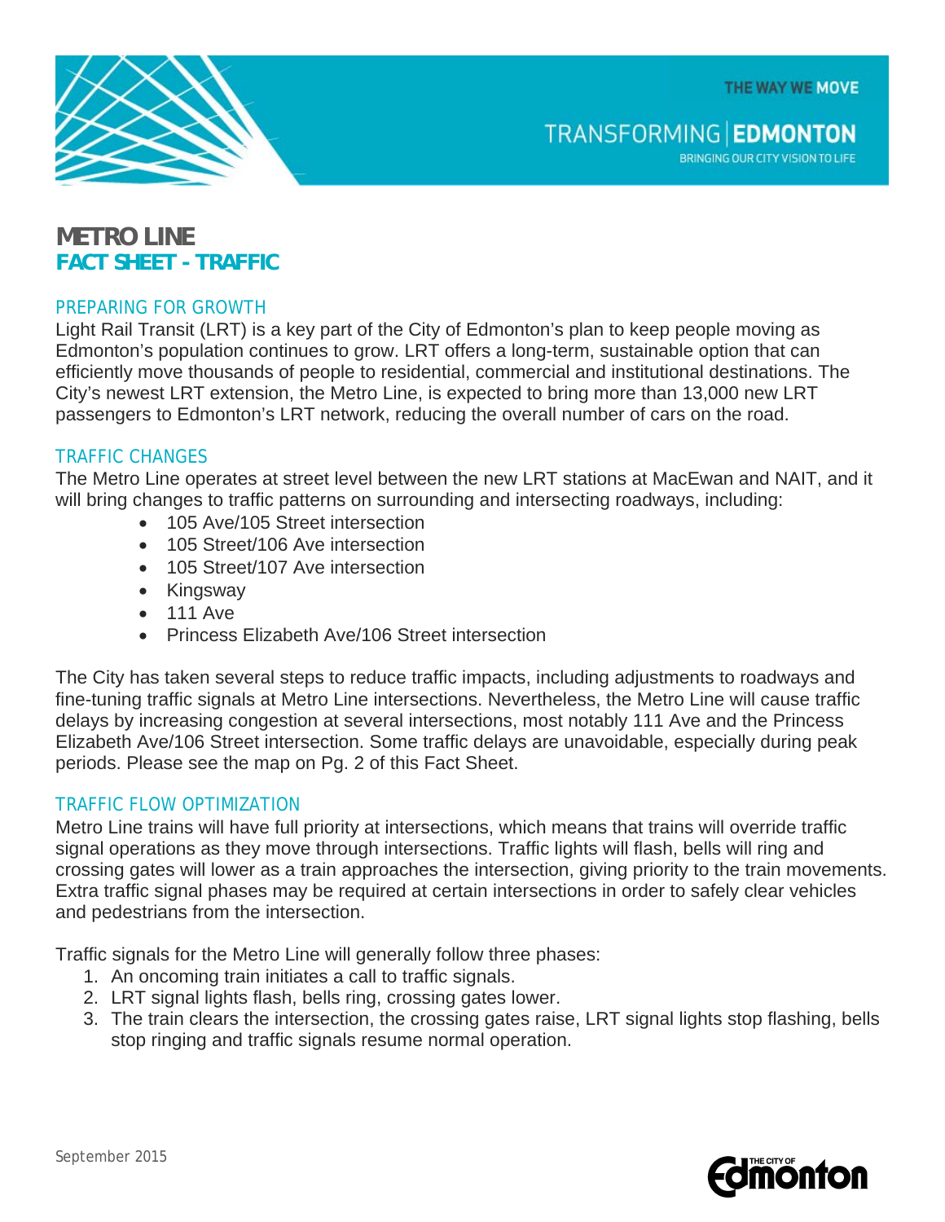THE WAY WE MOVE

TRANSFORMING | EDMONTON
BRINGING OUR CITY VISION TO LIFE

# METRO LINE
## FACT SHEET - TRAFFIC

### PREPARING FOR GROWTH

Light Rail Transit (LRT) is a key part of the City of Edmonton's plan to keep people moving as Edmonton's population continues to grow. LRT offers a long-term, sustainable option that can efficiently move thousands of people to residential, commercial and institutional destinations. The City's newest LRT extension, the Metro Line, is expected to bring more than 13,000 new LRT passengers to Edmonton's LRT network, reducing the overall number of cars on the road.

### TRAFFIC CHANGES

The Metro Line operates at street level between the new LRT stations at MacEwan and NAIT, and it will bring changes to traffic patterns on surrounding and intersecting roadways, including:

- 105 Ave/105 Street intersection
- 105 Street/106 Ave intersection
- 105 Street/107 Ave intersection
- Kingsway
- 111 Ave
- Princess Elizabeth Ave/106 Street intersection

The City has taken several steps to reduce traffic impacts, including adjustments to roadways and fine-tuning traffic signals at Metro Line intersections. Nevertheless, the Metro Line will cause traffic delays by increasing congestion at several intersections, most notably 111 Ave and the Princess Elizabeth Ave/106 Street intersection. Some traffic delays are unavoidable, especially during peak periods. Please see the map on Pg. 2 of this Fact Sheet.

### TRAFFIC FLOW OPTIMIZATION

Metro Line trains will have full priority at intersections, which means that trains will override traffic signal operations as they move through intersections. Traffic lights will flash, bells will ring and crossing gates will lower as a train approaches the intersection, giving priority to the train movements. Extra traffic signal phases may be required at certain intersections in order to safely clear vehicles and pedestrians from the intersection.

Traffic signals for the Metro Line will generally follow three phases:

1. An oncoming train initiates a call to traffic signals.
2. LRT signal lights flash, bells ring, crossing gates lower.
3. The train clears the intersection, the crossing gates raise, LRT signal lights stop flashing, bells stop ringing and traffic signals resume normal operation.

September 2015

THE CITY OF Edmonton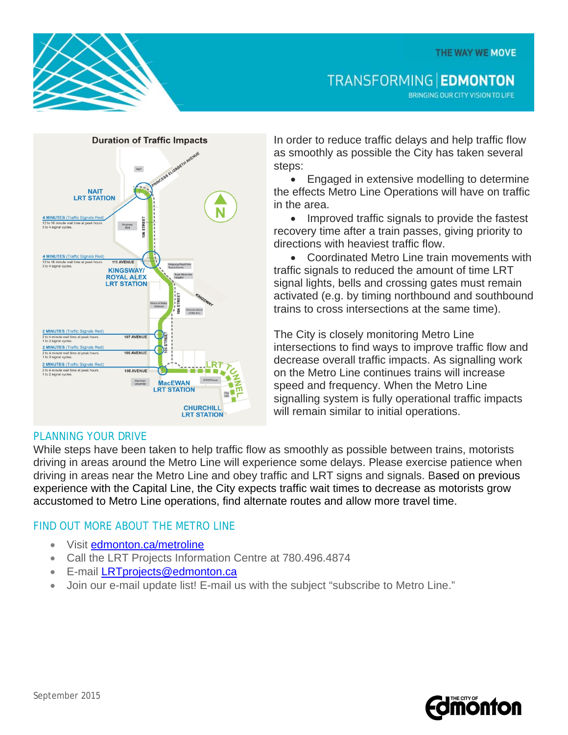THE WAY WE MOVE

TRANSFORMING | EDMONTON

BRINGING OUR CITY VISION TO LIFE

**Duration of Traffic Impacts**

NAIT LRT STATION

4 MINUTES (Traffic Signals Red)
12 to 16 minute wait time at peak hours.
3 to 4 signal cycles.

4 MINUTES (Traffic Signals Red)
12 to 16 minute wait time at peak hours.
3 to 4 signal cycles.

111 AVENUE

KINGSWAY/ ROYAL ALEX LRT STATION

2 MINUTES (Traffic Signals Red)
2 to 4 minute wait time at peak hours.
1 to 2 signal cycles.

107 AVENUE

2 MINUTES (Traffic Signals Red)
2 to 4 minute wait time at peak hours.
1 to 2 signal cycles.

106 AVENUE

2 MINUTES (Traffic Signals Red)
2 to 4 minute wait time at peak hours.
1 to 2 signal cycles.

105 AVENUE

MacEWAN LRT STATION

CHURCHILL LRT STATION

LRT TUNNEL

PRINCESS ELIZABETH AVENUE

106 STREET

104 STREET

105 STREET

KINGSWAY

N

In order to reduce traffic delays and help traffic flow as smoothly as possible the City has taken several steps:

- Engaged in extensive modelling to determine the effects Metro Line Operations will have on traffic in the area.
- Improved traffic signals to provide the fastest recovery time after a train passes, giving priority to directions with heaviest traffic flow.
- Coordinated Metro Line train movements with traffic signals to reduced the amount of time LRT signal lights, bells and crossing gates must remain activated (e.g. by timing northbound and southbound trains to cross intersections at the same time).

The City is closely monitoring Metro Line intersections to find ways to improve traffic flow and decrease overall traffic impacts. As signalling work on the Metro Line continues trains will increase speed and frequency. When the Metro Line signalling system is fully operational traffic impacts will remain similar to initial operations.

## PLANNING YOUR DRIVE

While steps have been taken to help traffic flow as smoothly as possible between trains, motorists driving in areas around the Metro Line will experience some delays. Please exercise patience when driving in areas near the Metro Line and obey traffic and LRT signs and signals. Based on previous experience with the Capital Line, the City expects traffic wait times to decrease as motorists grow accustomed to Metro Line operations, find alternate routes and allow more travel time.

## FIND OUT MORE ABOUT THE METRO LINE

- Visit edmonton.ca/metroline
- Call the LRT Projects Information Centre at 780.496.4874
- E-mail LRTprojects@edmonton.ca
- Join our e-mail update list! E-mail us with the subject "subscribe to Metro Line."

September 2015

The City of Edmonton